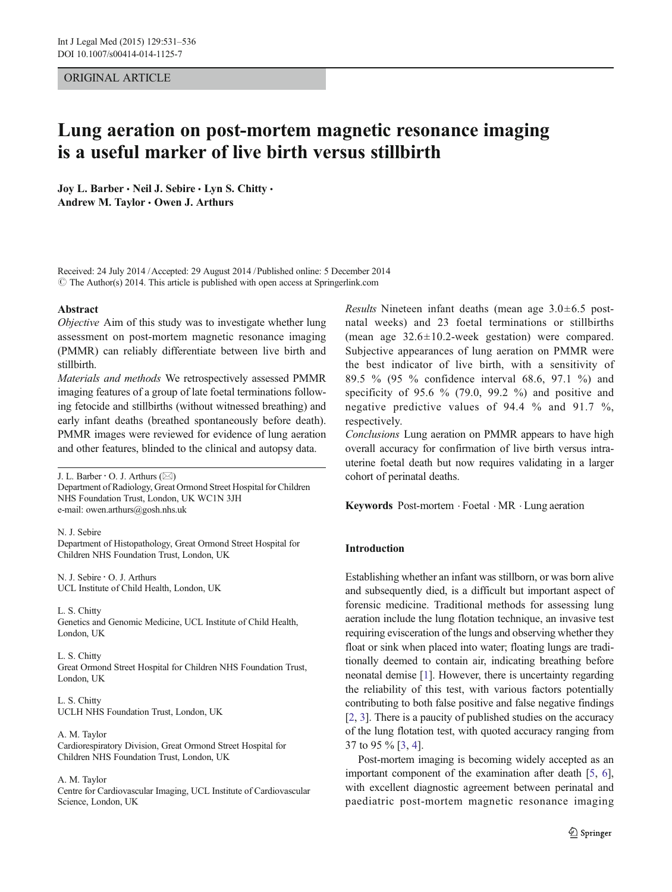ORIGINAL ARTICLE

# Lung aeration on post-mortem magnetic resonance imaging is a useful marker of live birth versus stillbirth

**Joy L. Barber · Neil J. Sebire · Lyn S. Chitty · Andrew M. Taylor · Owen J. Arthurs**

Received: 24 July 2014 / Accepted: 29 August 2014 / Published online: 5 December 2014
© The Author(s) 2014. This article is published with open access at Springerlink.com

## Abstract

*Objective* Aim of this study was to investigate whether lung assessment on post-mortem magnetic resonance imaging (PMMR) can reliably differentiate between live birth and stillbirth.

*Materials and methods* We retrospectively assessed PMMR imaging features of a group of late foetal terminations following fetocide and stillbirths (without witnessed breathing) and early infant deaths (breathed spontaneously before death). PMMR images were reviewed for evidence of lung aeration and other features, blinded to the clinical and autopsy data.

*Results* Nineteen infant deaths (mean age 3.0±6.5 postnatal weeks) and 23 foetal terminations or stillbirths (mean age 32.6±10.2-week gestation) were compared. Subjective appearances of lung aeration on PMMR were the best indicator of live birth, with a sensitivity of 89.5 % (95 % confidence interval 68.6, 97.1 %) and specificity of 95.6 % (79.0, 99.2 %) and positive and negative predictive values of 94.4 % and 91.7 %, respectively.

*Conclusions* Lung aeration on PMMR appears to have high overall accuracy for confirmation of live birth versus intrauterine foetal death but now requires validating in a larger cohort of perinatal deaths.

**Keywords** Post-mortem · Foetal · MR · Lung aeration

J. L. Barber · O. J. Arthurs (✉)
Department of Radiology, Great Ormond Street Hospital for Children NHS Foundation Trust, London, UK WC1N 3JH
e-mail: owen.arthurs@gosh.nhs.uk

N. J. Sebire
Department of Histopathology, Great Ormond Street Hospital for Children NHS Foundation Trust, London, UK

N. J. Sebire · O. J. Arthurs
UCL Institute of Child Health, London, UK

L. S. Chitty
Genetics and Genomic Medicine, UCL Institute of Child Health, London, UK

L. S. Chitty
Great Ormond Street Hospital for Children NHS Foundation Trust, London, UK

L. S. Chitty
UCLH NHS Foundation Trust, London, UK

A. M. Taylor
Cardiorespiratory Division, Great Ormond Street Hospital for Children NHS Foundation Trust, London, UK

A. M. Taylor
Centre for Cardiovascular Imaging, UCL Institute of Cardiovascular Science, London, UK

## Introduction

Establishing whether an infant was stillborn, or was born alive and subsequently died, is a difficult but important aspect of forensic medicine. Traditional methods for assessing lung aeration include the lung flotation technique, an invasive test requiring evisceration of the lungs and observing whether they float or sink when placed into water; floating lungs are traditionally deemed to contain air, indicating breathing before neonatal demise [1]. However, there is uncertainty regarding the reliability of this test, with various factors potentially contributing to both false positive and false negative findings [2, 3]. There is a paucity of published studies on the accuracy of the lung flotation test, with quoted accuracy ranging from 37 to 95 % [3, 4].

Post-mortem imaging is becoming widely accepted as an important component of the examination after death [5, 6], with excellent diagnostic agreement between perinatal and paediatric post-mortem magnetic resonance imaging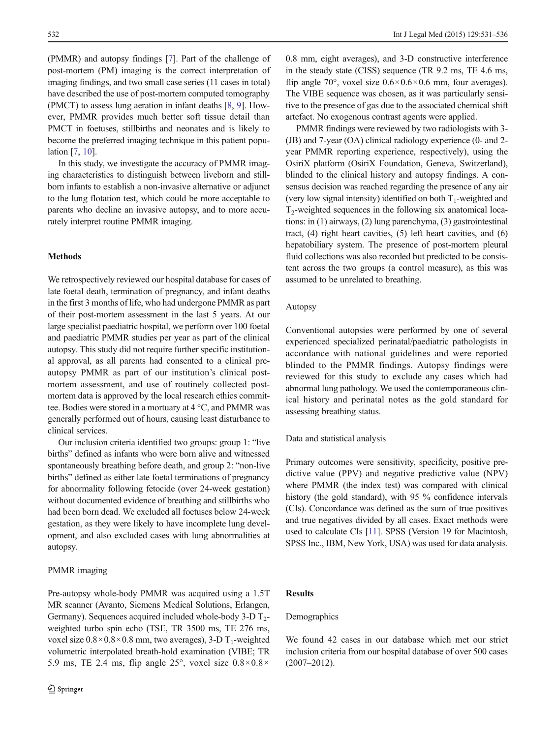(PMMR) and autopsy findings [7]. Part of the challenge of post-mortem (PM) imaging is the correct interpretation of imaging findings, and two small case series (11 cases in total) have described the use of post-mortem computed tomography (PMCT) to assess lung aeration in infant deaths [8, 9]. However, PMMR provides much better soft tissue detail than PMCT in foetuses, stillbirths and neonates and is likely to become the preferred imaging technique in this patient population [7, 10].

In this study, we investigate the accuracy of PMMR imaging characteristics to distinguish between liveborn and stillborn infants to establish a non-invasive alternative or adjunct to the lung flotation test, which could be more acceptable to parents who decline an invasive autopsy, and to more accurately interpret routine PMMR imaging.

## Methods

We retrospectively reviewed our hospital database for cases of late foetal death, termination of pregnancy, and infant deaths in the first 3 months of life, who had undergone PMMR as part of their post-mortem assessment in the last 5 years. At our large specialist paediatric hospital, we perform over 100 foetal and paediatric PMMR studies per year as part of the clinical autopsy. This study did not require further specific institutional approval, as all parents had consented to a clinical pre-autopsy PMMR as part of our institution's clinical post-mortem assessment, and use of routinely collected post-mortem data is approved by the local research ethics committee. Bodies were stored in a mortuary at 4 °C, and PMMR was generally performed out of hours, causing least disturbance to clinical services.

Our inclusion criteria identified two groups: group 1: "live births" defined as infants who were born alive and witnessed spontaneously breathing before death, and group 2: "non-live births" defined as either late foetal terminations of pregnancy for abnormality following fetocide (over 24-week gestation) without documented evidence of breathing and stillbirths who had been born dead. We excluded all foetuses below 24-week gestation, as they were likely to have incomplete lung development, and also excluded cases with lung abnormalities at autopsy.

### PMMR imaging

Pre-autopsy whole-body PMMR was acquired using a 1.5T MR scanner (Avanto, Siemens Medical Solutions, Erlangen, Germany). Sequences acquired included whole-body 3-D $T_2$-weighted turbo spin echo (TSE, TR 3500 ms, TE 276 ms, voxel size $0.8\times0.8\times0.8$ mm, two averages), 3-D $T_1$-weighted volumetric interpolated breath-hold examination (VIBE; TR 5.9 ms, TE 2.4 ms, flip angle 25°, voxel size $0.8\times0.8\times0.8$ mm, eight averages), and 3-D constructive interference in the steady state (CISS) sequence (TR 9.2 ms, TE 4.6 ms, flip angle 70°, voxel size $0.6\times0.6\times0.6$ mm, four averages). The VIBE sequence was chosen, as it was particularly sensitive to the presence of gas due to the associated chemical shift artefact. No exogenous contrast agents were applied.

PMMR findings were reviewed by two radiologists with 3- (JB) and 7-year (OA) clinical radiology experience (0- and 2-year PMMR reporting experience, respectively), using the OsiriX platform (OsiriX Foundation, Geneva, Switzerland), blinded to the clinical history and autopsy findings. A consensus decision was reached regarding the presence of any air (very low signal intensity) identified on both $T_1$-weighted and $T_2$-weighted sequences in the following six anatomical locations: in (1) airways, (2) lung parenchyma, (3) gastrointestinal tract, (4) right heart cavities, (5) left heart cavities, and (6) hepatobiliary system. The presence of post-mortem pleural fluid collections was also recorded but predicted to be consistent across the two groups (a control measure), as this was assumed to be unrelated to breathing.

### Autopsy

Conventional autopsies were performed by one of several experienced specialized perinatal/paediatric pathologists in accordance with national guidelines and were reported blinded to the PMMR findings. Autopsy findings were reviewed for this study to exclude any cases which had abnormal lung pathology. We used the contemporaneous clinical history and perinatal notes as the gold standard for assessing breathing status.

### Data and statistical analysis

Primary outcomes were sensitivity, specificity, positive predictive value (PPV) and negative predictive value (NPV) where PMMR (the index test) was compared with clinical history (the gold standard), with 95 % confidence intervals (CIs). Concordance was defined as the sum of true positives and true negatives divided by all cases. Exact methods were used to calculate CIs [11]. SPSS (Version 19 for Macintosh, SPSS Inc., IBM, New York, USA) was used for data analysis.

## Results

### Demographics

We found 42 cases in our database which met our strict inclusion criteria from our hospital database of over 500 cases (2007–2012).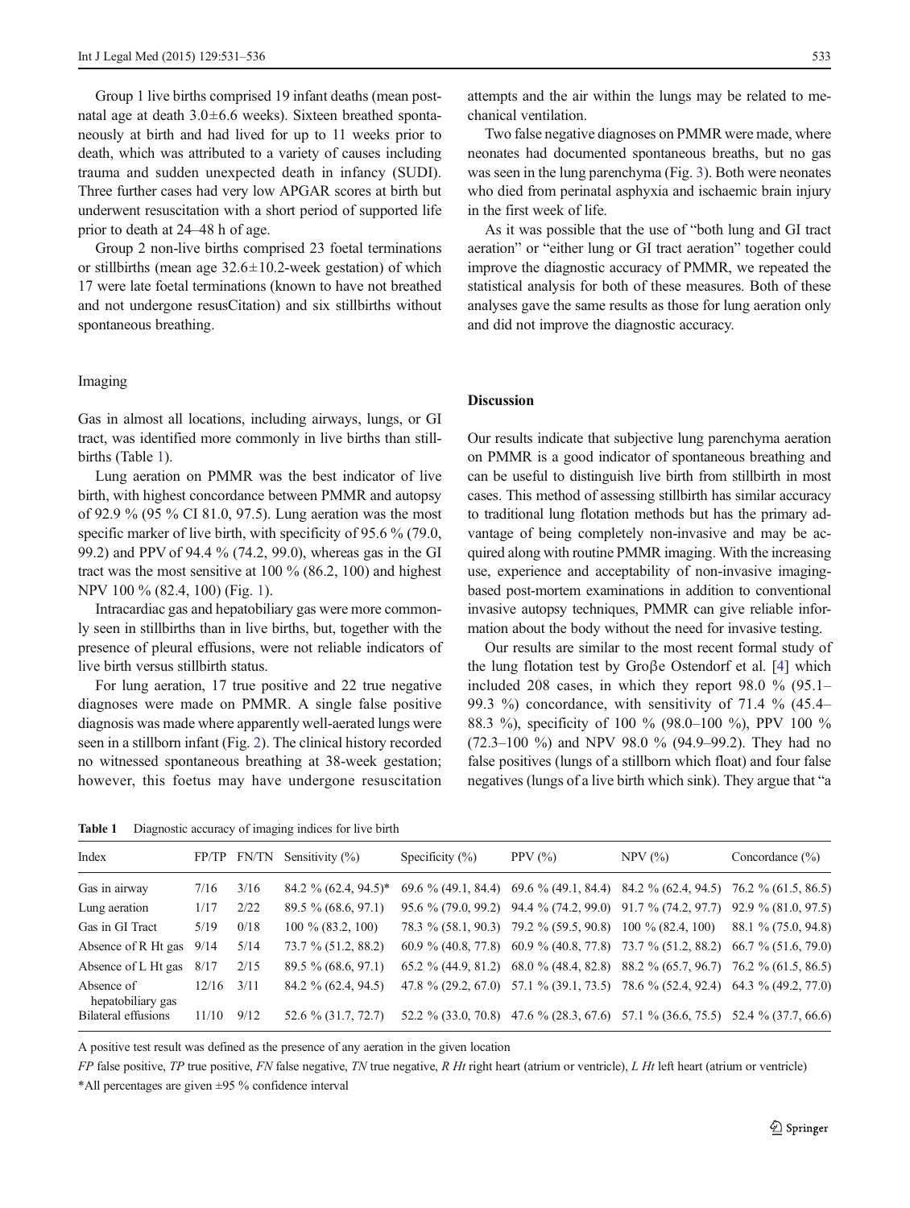Group 1 live births comprised 19 infant deaths (mean post-natal age at death 3.0±6.6 weeks). Sixteen breathed spontaneously at birth and had lived for up to 11 weeks prior to death, which was attributed to a variety of causes including trauma and sudden unexpected death in infancy (SUDI). Three further cases had very low APGAR scores at birth but underwent resuscitation with a short period of supported life prior to death at 24–48 h of age.

Group 2 non-live births comprised 23 foetal terminations or stillbirths (mean age 32.6±10.2-week gestation) of which 17 were late foetal terminations (known to have not breathed and not undergone resusCitation) and six stillbirths without spontaneous breathing.

### Imaging

Gas in almost all locations, including airways, lungs, or GI tract, was identified more commonly in live births than stillbirths (Table 1).

Lung aeration on PMMR was the best indicator of live birth, with highest concordance between PMMR and autopsy of 92.9 % (95 % CI 81.0, 97.5). Lung aeration was the most specific marker of live birth, with specificity of 95.6 % (79.0, 99.2) and PPV of 94.4 % (74.2, 99.0), whereas gas in the GI tract was the most sensitive at 100 % (86.2, 100) and highest NPV 100 % (82.4, 100) (Fig. 1).

Intracardiac gas and hepatobiliary gas were more commonly seen in stillbirths than in live births, but, together with the presence of pleural effusions, were not reliable indicators of live birth versus stillbirth status.

For lung aeration, 17 true positive and 22 true negative diagnoses were made on PMMR. A single false positive diagnosis was made where apparently well-aerated lungs were seen in a stillborn infant (Fig. 2). The clinical history recorded no witnessed spontaneous breathing at 38-week gestation; however, this foetus may have undergone resuscitation attempts and the air within the lungs may be related to mechanical ventilation.

Two false negative diagnoses on PMMR were made, where neonates had documented spontaneous breaths, but no gas was seen in the lung parenchyma (Fig. 3). Both were neonates who died from perinatal asphyxia and ischaemic brain injury in the first week of life.

As it was possible that the use of "both lung and GI tract aeration" or "either lung or GI tract aeration" together could improve the diagnostic accuracy of PMMR, we repeated the statistical analysis for both of these measures. Both of these analyses gave the same results as those for lung aeration only and did not improve the diagnostic accuracy.

## Discussion

Our results indicate that subjective lung parenchyma aeration on PMMR is a good indicator of spontaneous breathing and can be useful to distinguish live birth from stillbirth in most cases. This method of assessing stillbirth has similar accuracy to traditional lung flotation methods but has the primary advantage of being completely non-invasive and may be acquired along with routine PMMR imaging. With the increasing use, experience and acceptability of non-invasive imaging-based post-mortem examinations in addition to conventional invasive autopsy techniques, PMMR can give reliable information about the body without the need for invasive testing.

Our results are similar to the most recent formal study of the lung flotation test by Groβe Ostendorf et al. [4] which included 208 cases, in which they report 98.0 % (95.1–99.3 %) concordance, with sensitivity of 71.4 % (45.4–88.3 %), specificity of 100 % (98.0–100 %), PPV 100 % (72.3–100 %) and NPV 98.0 % (94.9–99.2). They had no false positives (lungs of a stillborn which float) and four false negatives (lungs of a live birth which sink). They argue that "a

**Table 1** Diagnostic accuracy of imaging indices for live birth

| Index | FP/TP | FN/TN | Sensitivity (%) | Specificity (%) | PPV (%) | NPV (%) | Concordance (%) |
|---|---|---|---|---|---|---|---|
| Gas in airway | 7/16 | 3/16 | 84.2 % (62.4, 94.5)* | 69.6 % (49.1, 84.4) | 69.6 % (49.1, 84.4) | 84.2 % (62.4, 94.5) | 76.2 % (61.5, 86.5) |
| Lung aeration | 1/17 | 2/22 | 89.5 % (68.6, 97.1) | 95.6 % (79.0, 99.2) | 94.4 % (74.2, 99.0) | 91.7 % (74.2, 97.7) | 92.9 % (81.0, 97.5) |
| Gas in GI Tract | 5/19 | 0/18 | 100 % (83.2, 100) | 78.3 % (58.1, 90.3) | 79.2 % (59.5, 90.8) | 100 % (82.4, 100) | 88.1 % (75.0, 94.8) |
| Absence of R Ht gas | 9/14 | 5/14 | 73.7 % (51.2, 88.2) | 60.9 % (40.8, 77.8) | 60.9 % (40.8, 77.8) | 73.7 % (51.2, 88.2) | 66.7 % (51.6, 79.0) |
| Absence of L Ht gas | 8/17 | 2/15 | 89.5 % (68.6, 97.1) | 65.2 % (44.9, 81.2) | 68.0 % (48.4, 82.8) | 88.2 % (65.7, 96.7) | 76.2 % (61.5, 86.5) |
| Absence of hepatobiliary gas | 12/16 | 3/11 | 84.2 % (62.4, 94.5) | 47.8 % (29.2, 67.0) | 57.1 % (39.1, 73.5) | 78.6 % (52.4, 92.4) | 64.3 % (49.2, 77.0) |
| Bilateral effusions | 11/10 | 9/12 | 52.6 % (31.7, 72.7) | 52.2 % (33.0, 70.8) | 47.6 % (28.3, 67.6) | 57.1 % (36.6, 75.5) | 52.4 % (37.7, 66.6) |

A positive test result was defined as the presence of any aeration in the given location

*FP* false positive, *TP* true positive, *FN* false negative, *TN* true negative, *R Ht* right heart (atrium or ventricle), *L Ht* left heart (atrium or ventricle)

*All percentages are given ±95 % confidence interval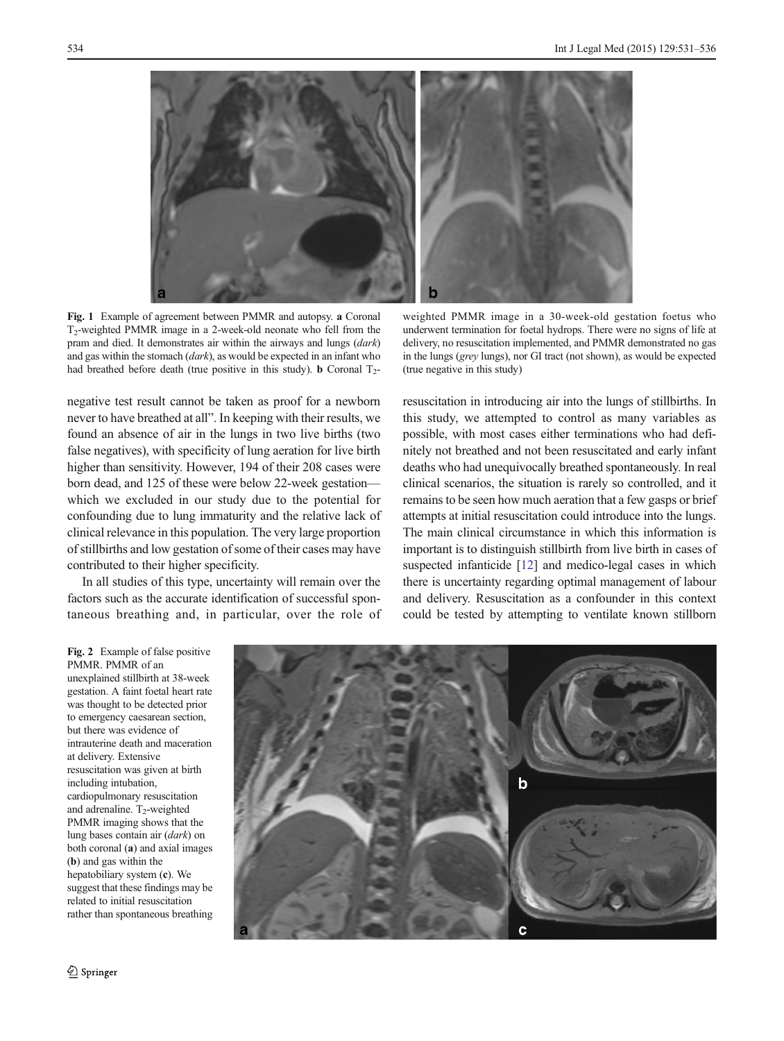**Fig. 1** Example of agreement between PMMR and autopsy. **a** Coronal $T_2$-weighted PMMR image in a 2-week-old neonate who fell from the pram and died. It demonstrates air within the airways and lungs (*dark*) and gas within the stomach (*dark*), as would be expected in an infant who had breathed before death (true positive in this study). **b** Coronal $T_2$-weighted PMMR image in a 30-week-old gestation foetus who underwent termination for foetal hydrops. There were no signs of life at delivery, no resuscitation implemented, and PMMR demonstrated no gas in the lungs (*grey* lungs), nor GI tract (not shown), as would be expected (true negative in this study)

negative test result cannot be taken as proof for a newborn never to have breathed at all". In keeping with their results, we found an absence of air in the lungs in two live births (two false negatives), with specificity of lung aeration for live birth higher than sensitivity. However, 194 of their 208 cases were born dead, and 125 of these were below 22-week gestation—which we excluded in our study due to the potential for confounding due to lung immaturity and the relative lack of clinical relevance in this population. The very large proportion of stillbirths and low gestation of some of their cases may have contributed to their higher specificity.

In all studies of this type, uncertainty will remain over the factors such as the accurate identification of successful spontaneous breathing and, in particular, over the role of resuscitation in introducing air into the lungs of stillbirths. In this study, we attempted to control as many variables as possible, with most cases either terminations who had definitely not breathed and not been resuscitated and early infant deaths who had unequivocally breathed spontaneously. In real clinical scenarios, the situation is rarely so controlled, and it remains to be seen how much aeration that a few gasps or brief attempts at initial resuscitation could introduce into the lungs. The main clinical circumstance in which this information is important is to distinguish stillbirth from live birth in cases of suspected infanticide [12] and medico-legal cases in which there is uncertainty regarding optimal management of labour and delivery. Resuscitation as a confounder in this context could be tested by attempting to ventilate known stillborn

**Fig. 2** Example of false positive PMMR. PMMR of an unexplained stillbirth at 38-week gestation. A faint foetal heart rate was thought to be detected prior to emergency caesarean section, but there was evidence of intrauterine death and maceration at delivery. Extensive resuscitation was given at birth including intubation, cardiopulmonary resuscitation and adrenaline. $T_2$-weighted PMMR imaging shows that the lung bases contain air (*dark*) on both coronal (**a**) and axial images (**b**) and gas within the hepatobiliary system (**c**). We suggest that these findings may be related to initial resuscitation rather than spontaneous breathing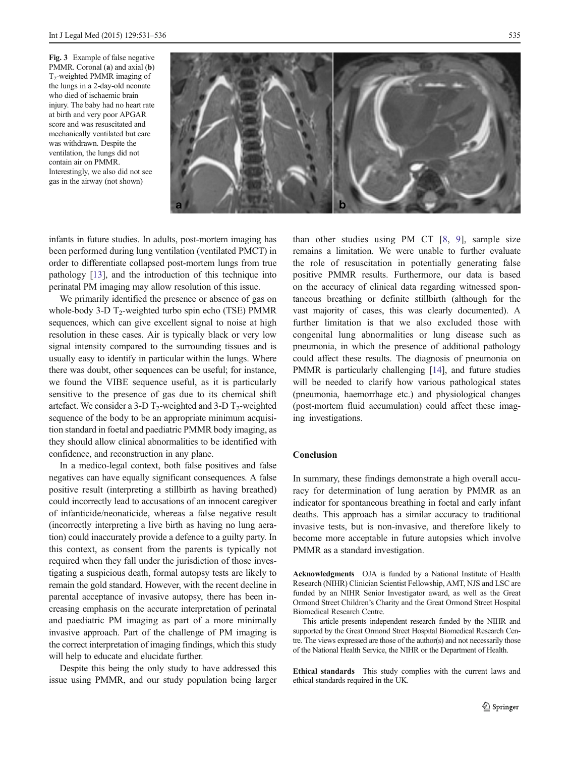Fig. 3 Example of false negative PMMR. Coronal (**a**) and axial (**b**) $T_2$-weighted PMMR imaging of the lungs in a 2-day-old neonate who died of ischaemic brain injury. The baby had no heart rate at birth and very poor APGAR score and was resuscitated and mechanically ventilated but care was withdrawn. Despite the ventilation, the lungs did not contain air on PMMR. Interestingly, we also did not see gas in the airway (not shown)

infants in future studies. In adults, post-mortem imaging has been performed during lung ventilation (ventilated PMCT) in order to differentiate collapsed post-mortem lungs from true pathology [13], and the introduction of this technique into perinatal PM imaging may allow resolution of this issue.

We primarily identified the presence or absence of gas on whole-body 3-D $T_2$-weighted turbo spin echo (TSE) PMMR sequences, which can give excellent signal to noise at high resolution in these cases. Air is typically black or very low signal intensity compared to the surrounding tissues and is usually easy to identify in particular within the lungs. Where there was doubt, other sequences can be useful; for instance, we found the VIBE sequence useful, as it is particularly sensitive to the presence of gas due to its chemical shift artefact. We consider a 3-D $T_2$-weighted and 3-D $T_2$-weighted sequence of the body to be an appropriate minimum acquisition standard in foetal and paediatric PMMR body imaging, as they should allow clinical abnormalities to be identified with confidence, and reconstruction in any plane.

In a medico-legal context, both false positives and false negatives can have equally significant consequences. A false positive result (interpreting a stillbirth as having breathed) could incorrectly lead to accusations of an innocent caregiver of infanticide/neonaticide, whereas a false negative result (incorrectly interpreting a live birth as having no lung aeration) could inaccurately provide a defence to a guilty party. In this context, as consent from the parents is typically not required when they fall under the jurisdiction of those investigating a suspicious death, formal autopsy tests are likely to remain the gold standard. However, with the recent decline in parental acceptance of invasive autopsy, there has been increasing emphasis on the accurate interpretation of perinatal and paediatric PM imaging as part of a more minimally invasive approach. Part of the challenge of PM imaging is the correct interpretation of imaging findings, which this study will help to educate and elucidate further.

Despite this being the only study to have addressed this issue using PMMR, and our study population being larger than other studies using PM CT [8, 9], sample size remains a limitation. We were unable to further evaluate the role of resuscitation in potentially generating false positive PMMR results. Furthermore, our data is based on the accuracy of clinical data regarding witnessed spontaneous breathing or definite stillbirth (although for the vast majority of cases, this was clearly documented). A further limitation is that we also excluded those with congenital lung abnormalities or lung disease such as pneumonia, in which the presence of additional pathology could affect these results. The diagnosis of pneumonia on PMMR is particularly challenging [14], and future studies will be needed to clarify how various pathological states (pneumonia, haemorrhage etc.) and physiological changes (post-mortem fluid accumulation) could affect these imaging investigations.

## Conclusion

In summary, these findings demonstrate a high overall accuracy for determination of lung aeration by PMMR as an indicator for spontaneous breathing in foetal and early infant deaths. This approach has a similar accuracy to traditional invasive tests, but is non-invasive, and therefore likely to become more acceptable in future autopsies which involve PMMR as a standard investigation.

**Acknowledgments** OJA is funded by a National Institute of Health Research (NIHR) Clinician Scientist Fellowship, AMT, NJS and LSC are funded by an NIHR Senior Investigator award, as well as the Great Ormond Street Children's Charity and the Great Ormond Street Hospital Biomedical Research Centre.

This article presents independent research funded by the NIHR and supported by the Great Ormond Street Hospital Biomedical Research Centre. The views expressed are those of the author(s) and not necessarily those of the National Health Service, the NIHR or the Department of Health.

**Ethical standards** This study complies with the current laws and ethical standards required in the UK.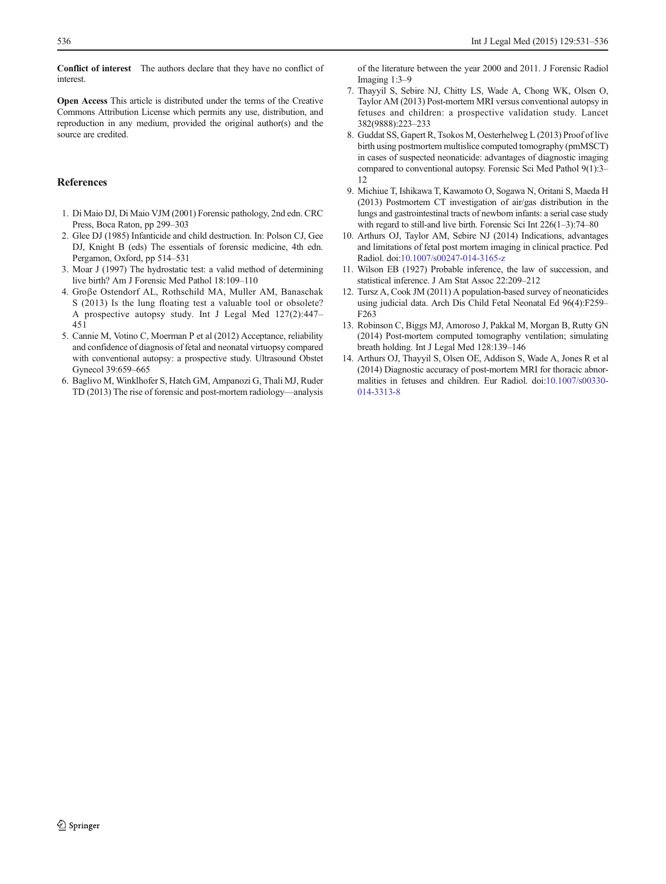**Conflict of interest** The authors declare that they have no conflict of interest.

**Open Access** This article is distributed under the terms of the Creative Commons Attribution License which permits any use, distribution, and reproduction in any medium, provided the original author(s) and the source are credited.

## References

1. Di Maio DJ, Di Maio VJM (2001) Forensic pathology, 2nd edn. CRC Press, Boca Raton, pp 299–303
2. Glee DJ (1985) Infanticide and child destruction. In: Polson CJ, Gee DJ, Knight B (eds) The essentials of forensic medicine, 4th edn. Pergamon, Oxford, pp 514–531
3. Moar J (1997) The hydrostatic test: a valid method of determining live birth? Am J Forensic Med Pathol 18:109–110
4. Groβe Ostendorf AL, Rothschild MA, Muller AM, Banaschak S (2013) Is the lung floating test a valuable tool or obsolete? A prospective autopsy study. Int J Legal Med 127(2):447–451
5. Cannie M, Votino C, Moerman P et al (2012) Acceptance, reliability and confidence of diagnosis of fetal and neonatal virtuopsy compared with conventional autopsy: a prospective study. Ultrasound Obstet Gynecol 39:659–665
6. Baglivo M, Winklhofer S, Hatch GM, Ampanozi G, Thali MJ, Ruder TD (2013) The rise of forensic and post-mortem radiology—analysis of the literature between the year 2000 and 2011. J Forensic Radiol Imaging 1:3–9
7. Thayyil S, Sebire NJ, Chitty LS, Wade A, Chong WK, Olsen O, Taylor AM (2013) Post-mortem MRI versus conventional autopsy in fetuses and children: a prospective validation study. Lancet 382(9888):223–233
8. Guddat SS, Gapert R, Tsokos M, Oesterhelweg L (2013) Proof of live birth using postmortem multislice computed tomography (pmMSCT) in cases of suspected neonaticide: advantages of diagnostic imaging compared to conventional autopsy. Forensic Sci Med Pathol 9(1):3–12
9. Michiue T, Ishikawa T, Kawamoto O, Sogawa N, Oritani S, Maeda H (2013) Postmortem CT investigation of air/gas distribution in the lungs and gastrointestinal tracts of newborn infants: a serial case study with regard to still-and live birth. Forensic Sci Int 226(1–3):74–80
10. Arthurs OJ, Taylor AM, Sebire NJ (2014) Indications, advantages and limitations of fetal post mortem imaging in clinical practice. Ped Radiol. doi:10.1007/s00247-014-3165-z
11. Wilson EB (1927) Probable inference, the law of succession, and statistical inference. J Am Stat Assoc 22:209–212
12. Tursz A, Cook JM (2011) A population-based survey of neonaticides using judicial data. Arch Dis Child Fetal Neonatal Ed 96(4):F259–F263
13. Robinson C, Biggs MJ, Amoroso J, Pakkal M, Morgan B, Rutty GN (2014) Post-mortem computed tomography ventilation; simulating breath holding. Int J Legal Med 128:139–146
14. Arthurs OJ, Thayyil S, Olsen OE, Addison S, Wade A, Jones R et al (2014) Diagnostic accuracy of post-mortem MRI for thoracic abnormalities in fetuses and children. Eur Radiol. doi:10.1007/s00330-014-3313-8